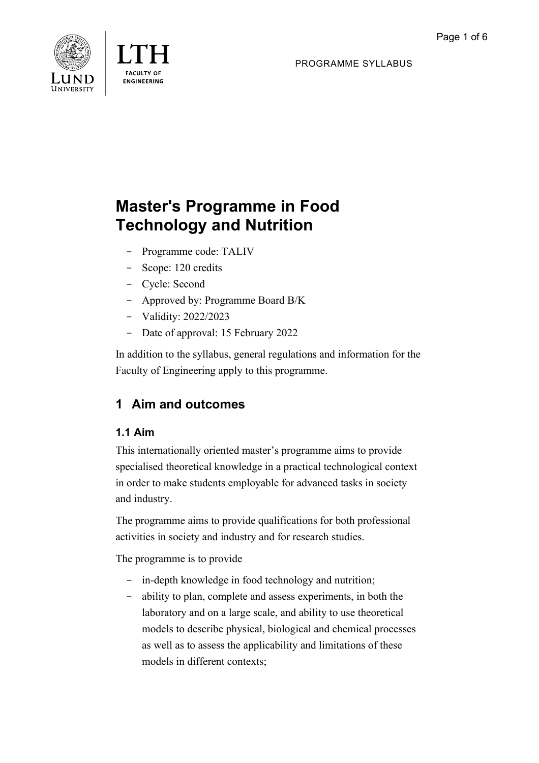PROGRAMME SYLLABUS

# Master's Programme in Food Technology and Nutrition

- Programme code: TALIV
- Scope: 120 credits
- Cycle: Second
- Approved by: Programme Board B/K
- Validity: 2022/2023
- Date of approval: 15 February 2022

In addition to the syllabus, general regulations and information for the Faculty of Engineering apply to this programme.

## 1 Aim and outcomes

### 1.1 Aim

This internationally oriented master's programme aims to provide specialised theoretical knowledge in a practical technological context in order to make students employable for advanced tasks in society and industry.

The programme aims to provide qualifications for both professional activities in society and industry and for research studies.

The programme is to provide

- in-depth knowledge in food technology and nutrition;
- ability to plan, complete and assess experiments, in both the laboratory and on a large scale, and ability to use theoretical models to describe physical, biological and chemical processes as well as to assess the applicability and limitations of these models in different contexts;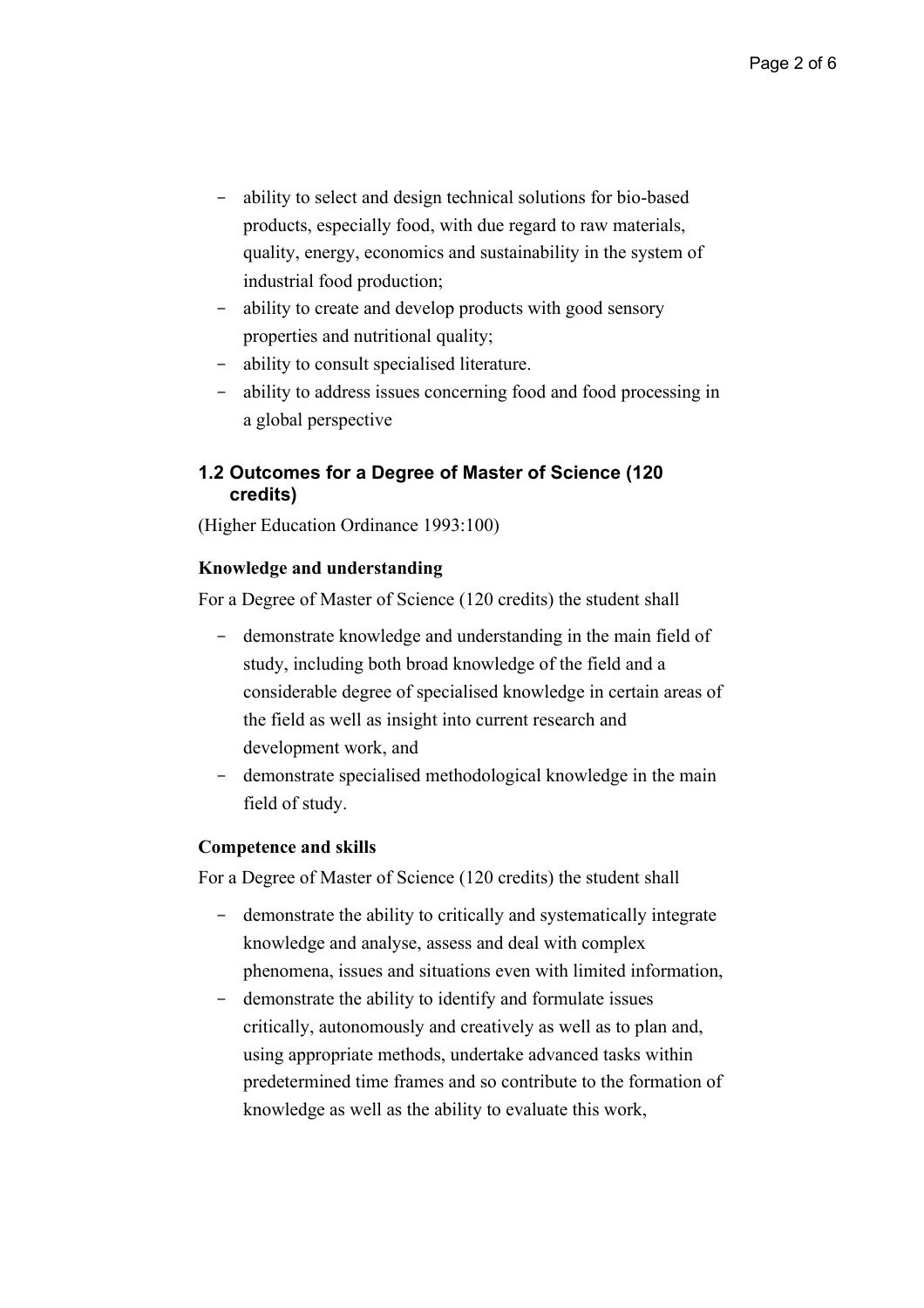- ability to select and design technical solutions for bio-based products, especially food, with due regard to raw materials, quality, energy, economics and sustainability in the system of industrial food production;
- ability to create and develop products with good sensory properties and nutritional quality;
- ability to consult specialised literature.
- ability to address issues concerning food and food processing in a global perspective

### 1.2 Outcomes for a Degree of Master of Science (120 credits)

(Higher Education Ordinance 1993:100)

**Knowledge and understanding**

For a Degree of Master of Science (120 credits) the student shall

- demonstrate knowledge and understanding in the main field of study, including both broad knowledge of the field and a considerable degree of specialised knowledge in certain areas of the field as well as insight into current research and development work, and
- demonstrate specialised methodological knowledge in the main field of study.

**Competence and skills**

For a Degree of Master of Science (120 credits) the student shall

- demonstrate the ability to critically and systematically integrate knowledge and analyse, assess and deal with complex phenomena, issues and situations even with limited information,
- demonstrate the ability to identify and formulate issues critically, autonomously and creatively as well as to plan and, using appropriate methods, undertake advanced tasks within predetermined time frames and so contribute to the formation of knowledge as well as the ability to evaluate this work,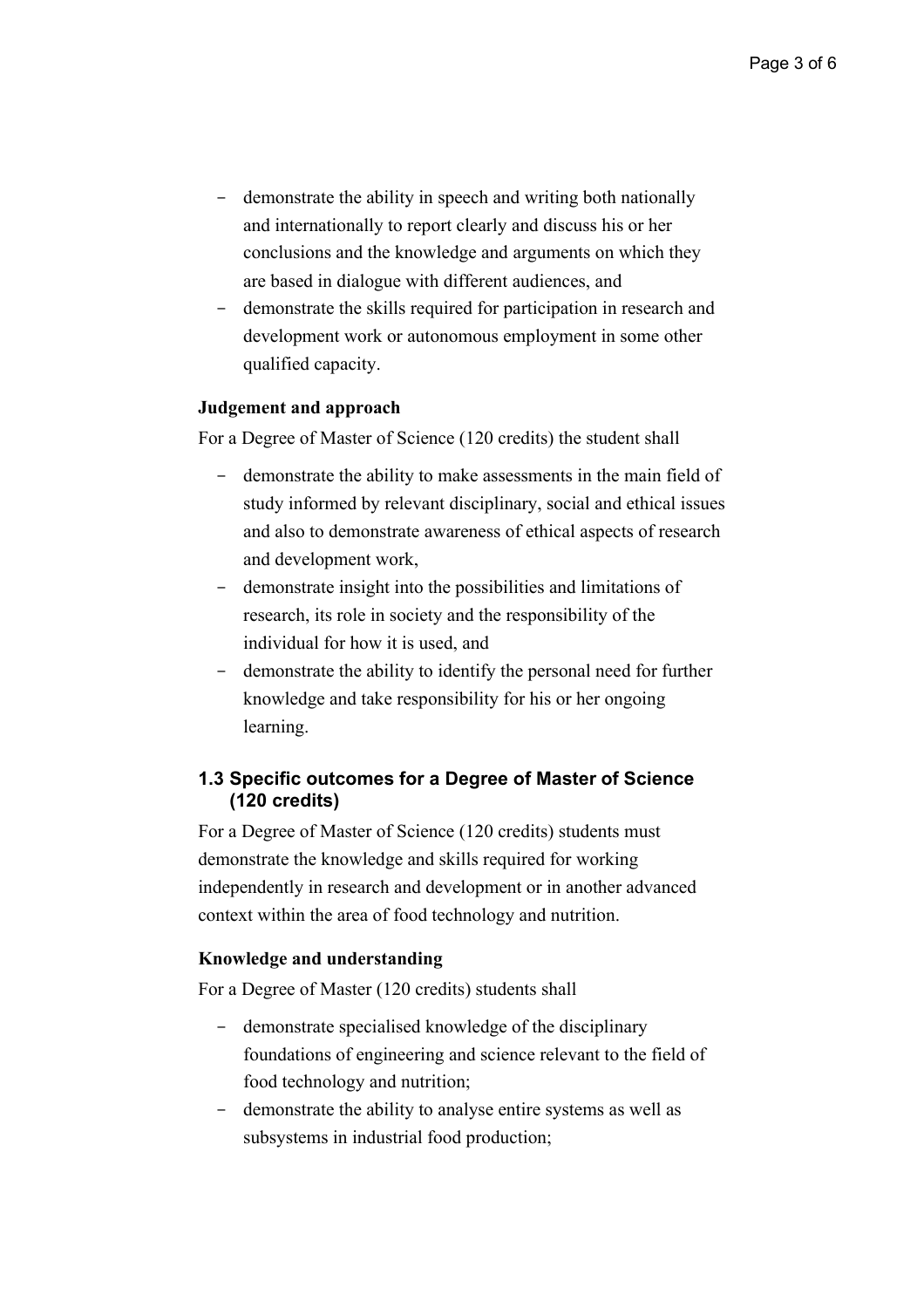- demonstrate the ability in speech and writing both nationally and internationally to report clearly and discuss his or her conclusions and the knowledge and arguments on which they are based in dialogue with different audiences, and
- demonstrate the skills required for participation in research and development work or autonomous employment in some other qualified capacity.

**Judgement and approach**

For a Degree of Master of Science (120 credits) the student shall

- demonstrate the ability to make assessments in the main field of study informed by relevant disciplinary, social and ethical issues and also to demonstrate awareness of ethical aspects of research and development work,
- demonstrate insight into the possibilities and limitations of research, its role in society and the responsibility of the individual for how it is used, and
- demonstrate the ability to identify the personal need for further knowledge and take responsibility for his or her ongoing learning.

### 1.3 Specific outcomes for a Degree of Master of Science (120 credits)

For a Degree of Master of Science (120 credits) students must demonstrate the knowledge and skills required for working independently in research and development or in another advanced context within the area of food technology and nutrition.

**Knowledge and understanding**

For a Degree of Master (120 credits) students shall

- demonstrate specialised knowledge of the disciplinary foundations of engineering and science relevant to the field of food technology and nutrition;
- demonstrate the ability to analyse entire systems as well as subsystems in industrial food production;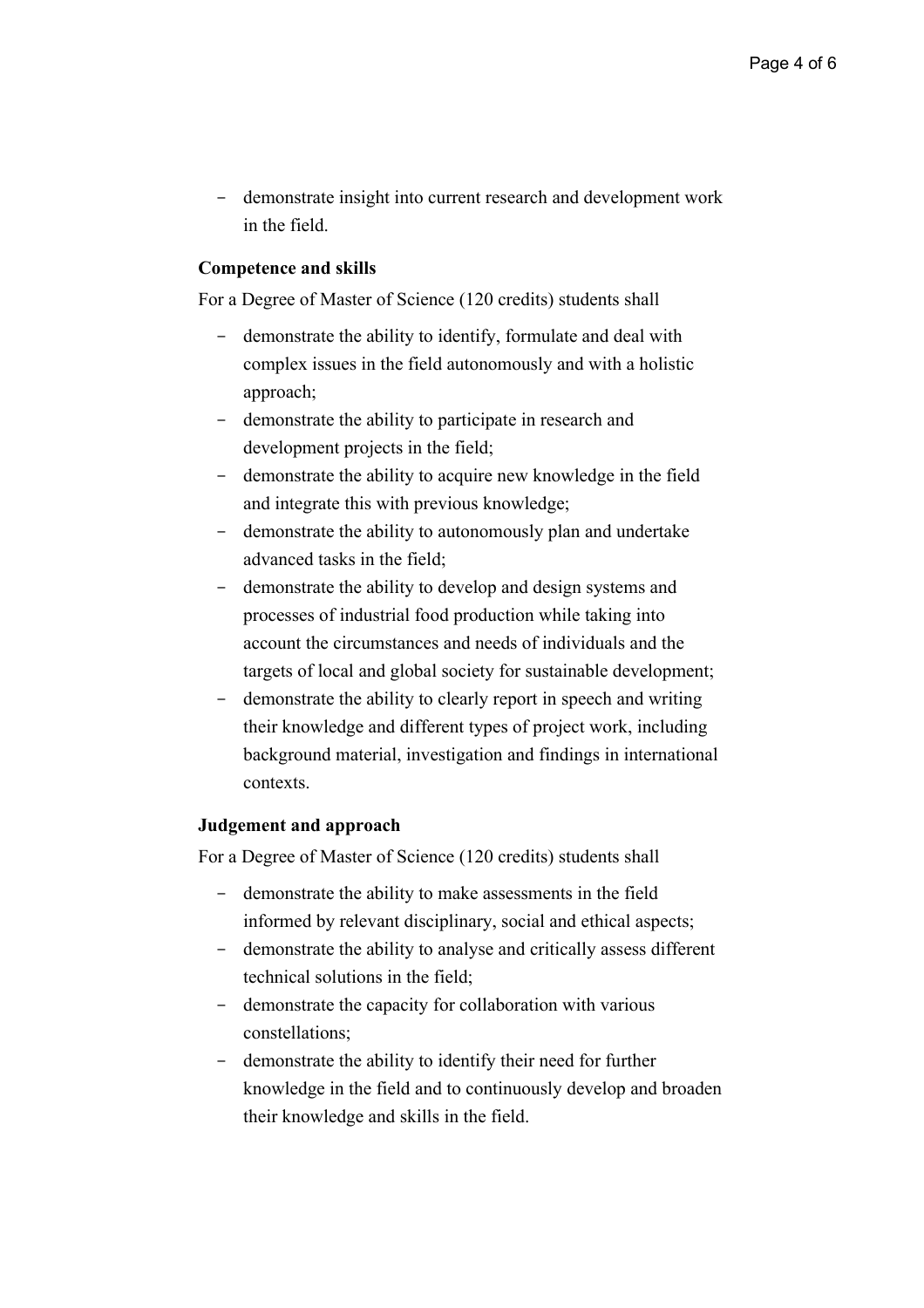- demonstrate insight into current research and development work in the field.

**Competence and skills**

For a Degree of Master of Science (120 credits) students shall

- demonstrate the ability to identify, formulate and deal with complex issues in the field autonomously and with a holistic approach;
- demonstrate the ability to participate in research and development projects in the field;
- demonstrate the ability to acquire new knowledge in the field and integrate this with previous knowledge;
- demonstrate the ability to autonomously plan and undertake advanced tasks in the field;
- demonstrate the ability to develop and design systems and processes of industrial food production while taking into account the circumstances and needs of individuals and the targets of local and global society for sustainable development;
- demonstrate the ability to clearly report in speech and writing their knowledge and different types of project work, including background material, investigation and findings in international contexts.

**Judgement and approach**

For a Degree of Master of Science (120 credits) students shall

- demonstrate the ability to make assessments in the field informed by relevant disciplinary, social and ethical aspects;
- demonstrate the ability to analyse and critically assess different technical solutions in the field;
- demonstrate the capacity for collaboration with various constellations;
- demonstrate the ability to identify their need for further knowledge in the field and to continuously develop and broaden their knowledge and skills in the field.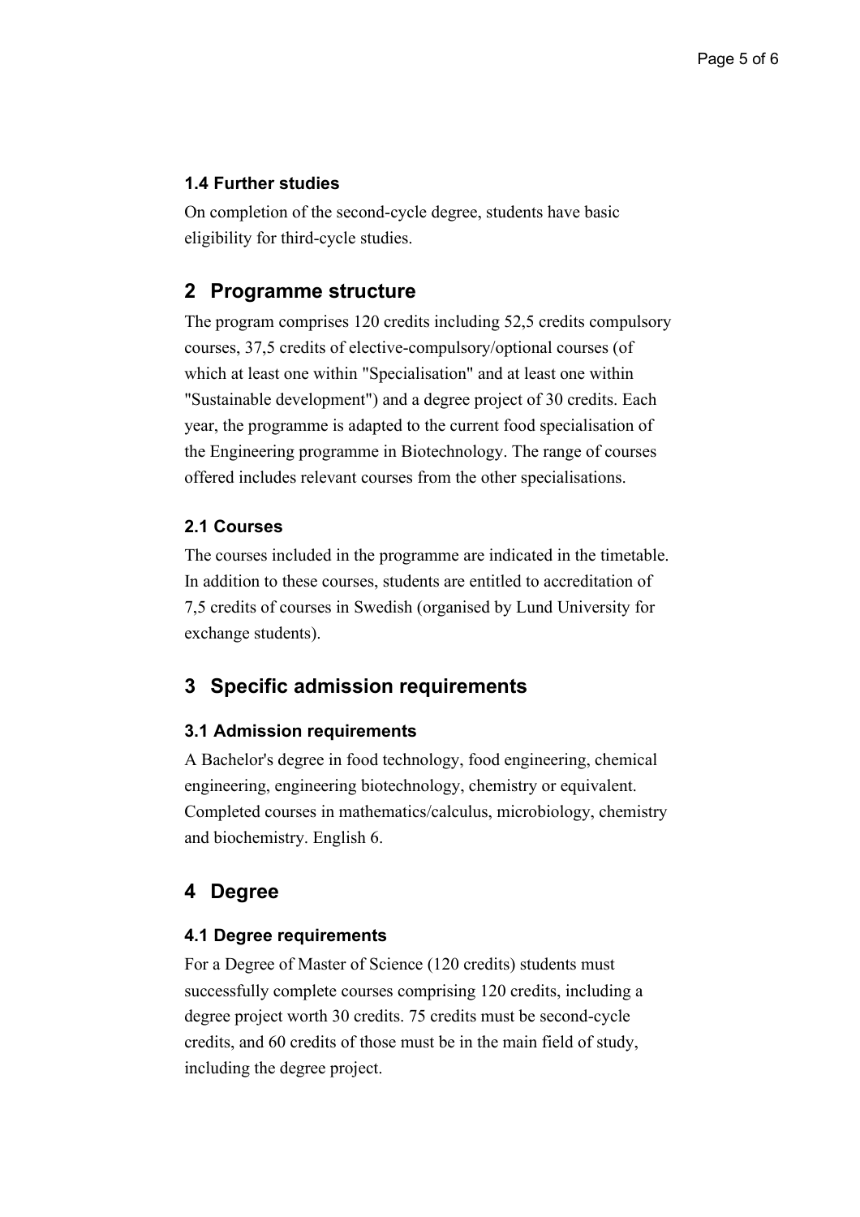### 1.4 Further studies

On completion of the second-cycle degree, students have basic eligibility for third-cycle studies.

## 2 Programme structure

The program comprises 120 credits including 52,5 credits compulsory courses, 37,5 credits of elective-compulsory/optional courses (of which at least one within "Specialisation" and at least one within "Sustainable development") and a degree project of 30 credits. Each year, the programme is adapted to the current food specialisation of the Engineering programme in Biotechnology. The range of courses offered includes relevant courses from the other specialisations.

### 2.1 Courses

The courses included in the programme are indicated in the timetable. In addition to these courses, students are entitled to accreditation of 7,5 credits of courses in Swedish (organised by Lund University for exchange students).

## 3 Specific admission requirements

### 3.1 Admission requirements

A Bachelor's degree in food technology, food engineering, chemical engineering, engineering biotechnology, chemistry or equivalent. Completed courses in mathematics/calculus, microbiology, chemistry and biochemistry. English 6.

## 4 Degree

### 4.1 Degree requirements

For a Degree of Master of Science (120 credits) students must successfully complete courses comprising 120 credits, including a degree project worth 30 credits. 75 credits must be second-cycle credits, and 60 credits of those must be in the main field of study, including the degree project.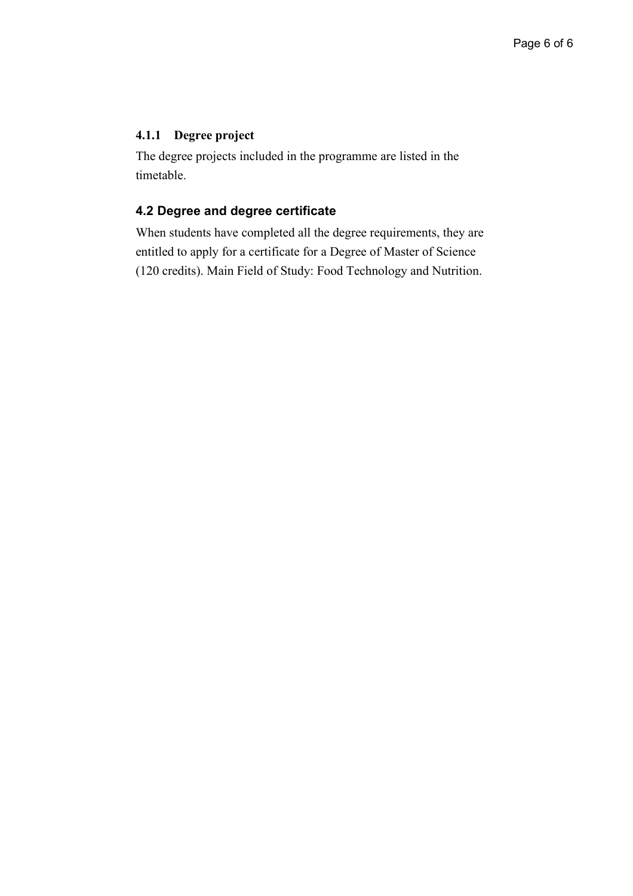#### 4.1.1 Degree project

The degree projects included in the programme are listed in the timetable.

### 4.2 Degree and degree certificate

When students have completed all the degree requirements, they are entitled to apply for a certificate for a Degree of Master of Science (120 credits). Main Field of Study: Food Technology and Nutrition.